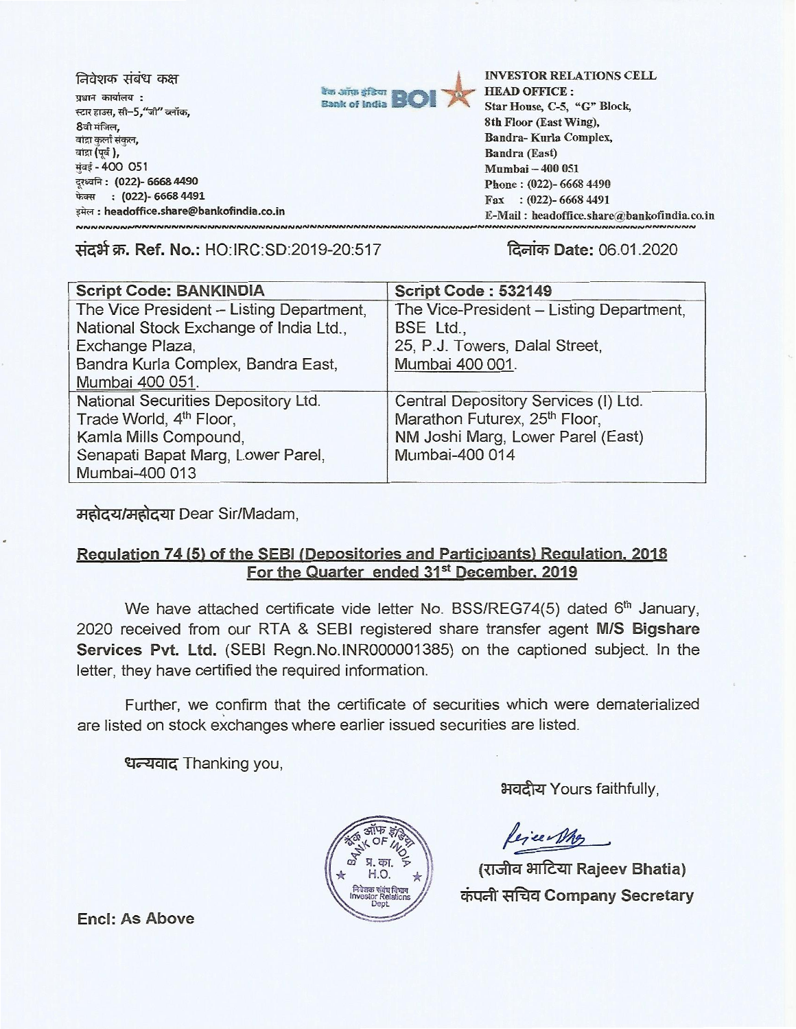निवेशक संबंध कक्ष
प्रधान कार्यालय :
स्टार हाउस, सी–5,"जी" ब्लॉक,
8वी मंजिल,
बांद्रा कुर्ला संकुल,
बांद्रा (पूर्व ),
मुंबई - 400 051
दूरध्वनि : (022)- 6668 4490
फेक्स : (022)- 6668 4491
इमेल : headoffice.share@bankofindia.co.in

बैंक ऑफ इंडिया Bank of India BOI

**INVESTOR RELATIONS CELL**
**HEAD OFFICE :**
Star House, C-5, "G" Block,
8th Floor (East Wing),
Bandra- Kurla Complex,
Bandra (East)
Mumbai – 400 051
Phone : (022)- 6668 4490
Fax : (022)- 6668 4491
E-Mail : headoffice.share@bankofindia.co.in

संदर्भ क्र. Ref. No.: HO:IRC:SD:2019-20:517

दिनांक Date: 06.01.2020

| Script Code: BANKINDIA | Script Code : 532149 |
|---|---|
| The Vice President – Listing Department, National Stock Exchange of India Ltd., Exchange Plaza, Bandra Kurla Complex, Bandra East, Mumbai 400 051. | The Vice-President – Listing Department, BSE Ltd., 25, P.J. Towers, Dalal Street, Mumbai 400 001. |
| National Securities Depository Ltd. Trade World, 4th Floor, Kamla Mills Compound, Senapati Bapat Marg, Lower Parel, Mumbai-400 013 | Central Depository Services (I) Ltd. Marathon Futurex, 25th Floor, NM Joshi Marg, Lower Parel (East) Mumbai-400 014 |

महोदय/महोदया Dear Sir/Madam,

**Regulation 74 (5) of the SEBI (Depositories and Participants) Regulation, 2018**
**For the Quarter ended 31st December, 2019**

We have attached certificate vide letter No. BSS/REG74(5) dated 6th January, 2020 received from our RTA & SEBI registered share transfer agent **M/S Bigshare Services Pvt. Ltd.** (SEBI Regn.No.INR000001385) on the captioned subject. In the letter, they have certified the required information.

Further, we confirm that the certificate of securities which were dematerialized are listed on stock exchanges where earlier issued securities are listed.

धन्यवाद Thanking you,

भवदीय Yours faithfully,

(राजीव भाटिया Rajeev Bhatia)
कंपनी सचिव Company Secretary

**Encl: As Above**